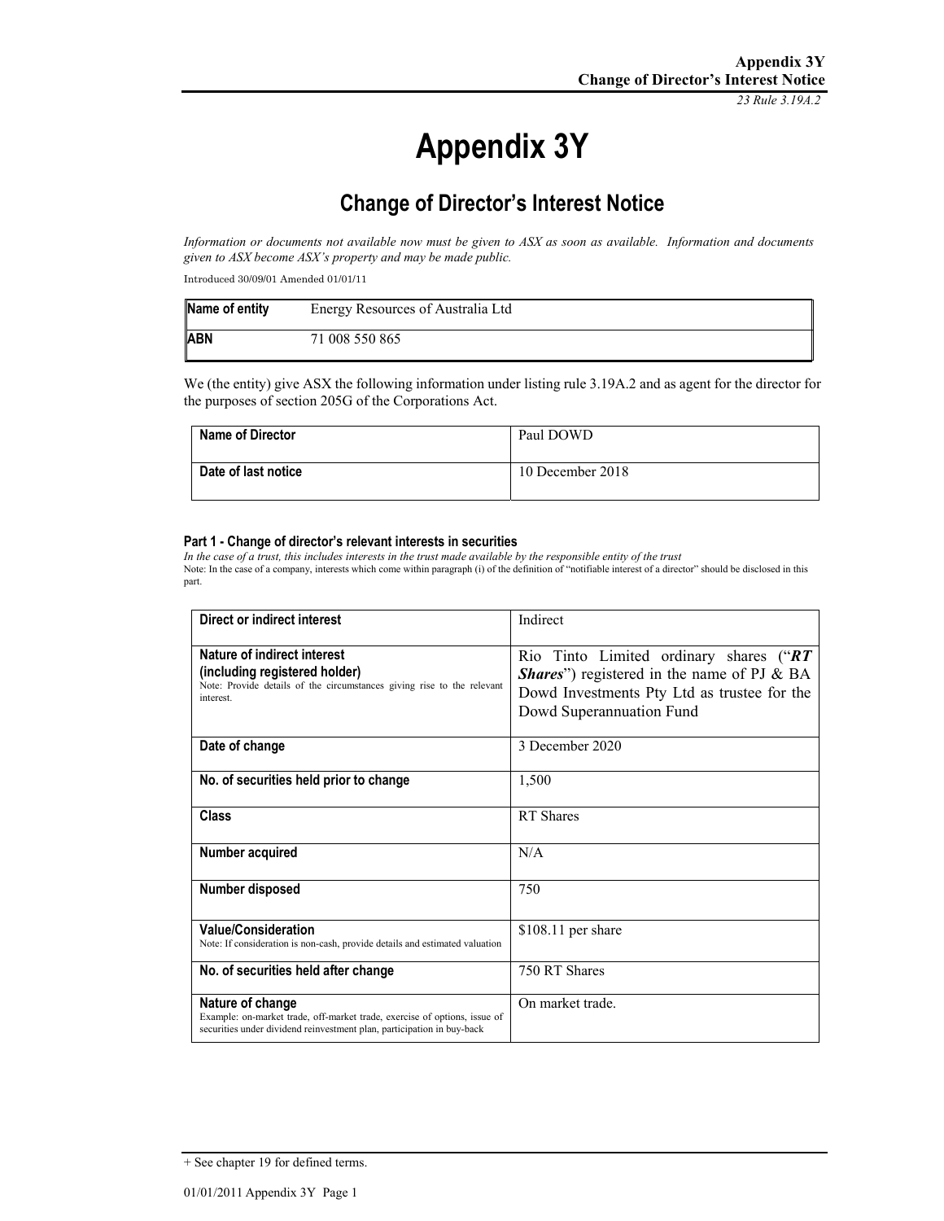# Appendix 3Y

## Change of Director's Interest Notice

*Information or documents not available now must be given to ASX as soon as available. Information and documents given to ASX become ASX's property and may be made public.*

Introduced 30/09/01 Amended 01/01/11

| Name of entity | Energy Resources of Australia Ltd |
|---|---|
| ABN | 71 008 550 865 |

We (the entity) give ASX the following information under listing rule 3.19A.2 and as agent for the director for the purposes of section 205G of the Corporations Act.

| Name of Director | Paul DOWD |
|---|---|
| Date of last notice | 10 December 2018 |

#### Part 1 - Change of director's relevant interests in securities

*In the case of a trust, this includes interests in the trust made available by the responsible entity of the trust*

Note: In the case of a company, interests which come within paragraph (i) of the definition of "notifiable interest of a director" should be disclosed in this part.

| Direct or indirect interest | Indirect |
|---|---|
| **Nature of indirect interest (including registered holder)**<br>Note: Provide details of the circumstances giving rise to the relevant interest. | Rio Tinto Limited ordinary shares ("***RT Shares***") registered in the name of PJ & BA Dowd Investments Pty Ltd as trustee for the Dowd Superannuation Fund |
| **Date of change** | 3 December 2020 |
| **No. of securities held prior to change** | 1,500 |
| **Class** | RT Shares |
| **Number acquired** | N/A |
| **Number disposed** | 750 |
| **Value/Consideration**<br>Note: If consideration is non-cash, provide details and estimated valuation | $108.11 per share |
| **No. of securities held after change** | 750 RT Shares |
| **Nature of change**<br>Example: on-market trade, off-market trade, exercise of options, issue of securities under dividend reinvestment plan, participation in buy-back | On market trade. |

+ See chapter 19 for defined terms.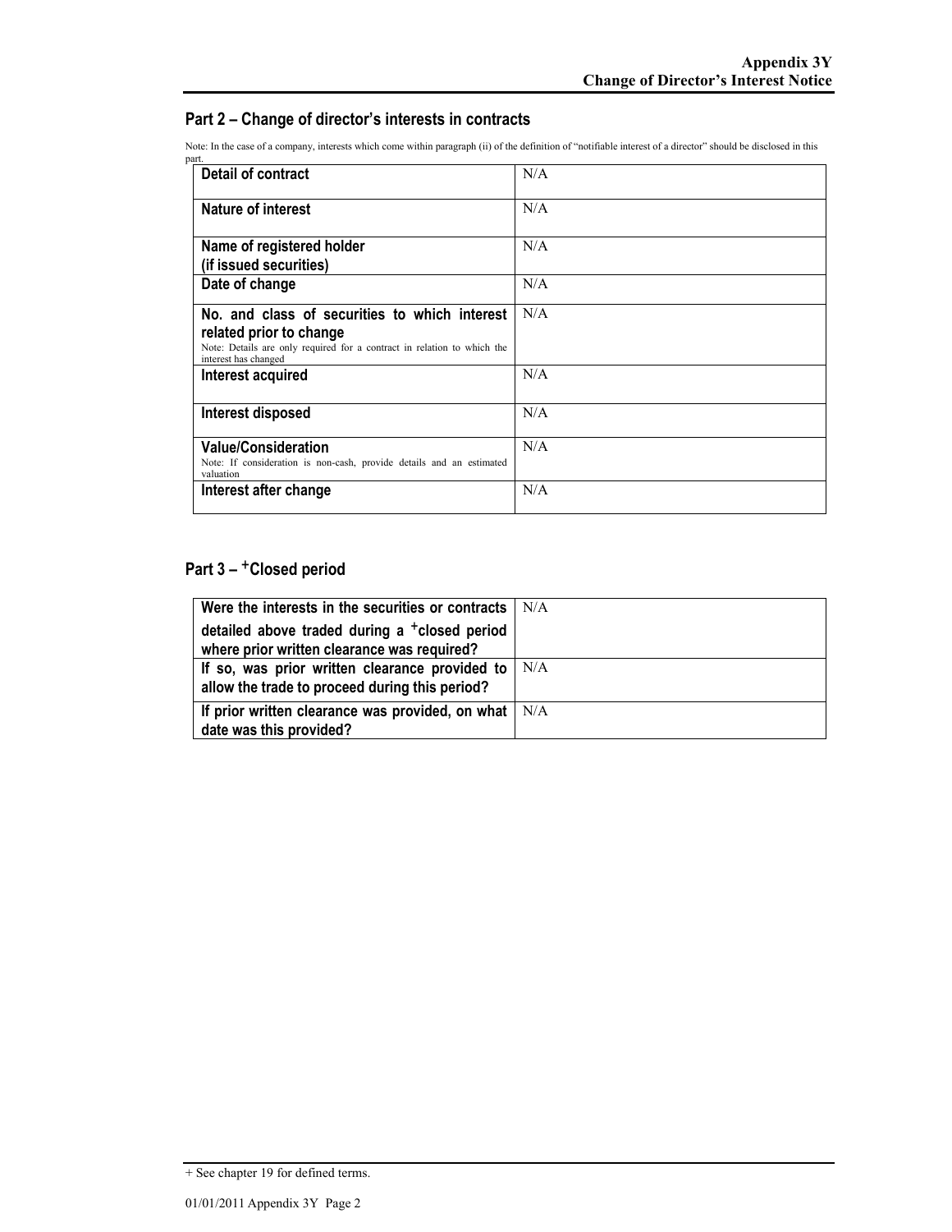## Part 2 – Change of director's interests in contracts

Note: In the case of a company, interests which come within paragraph (ii) of the definition of "notifiable interest of a director" should be disclosed in this part.

| | |
|---|---|
| **Detail of contract** | N/A |
| **Nature of interest** | N/A |
| **Name of registered holder (if issued securities)** | N/A |
| **Date of change** | N/A |
| **No. and class of securities to which interest related prior to change**<br>Note: Details are only required for a contract in relation to which the interest has changed | N/A |
| **Interest acquired** | N/A |
| **Interest disposed** | N/A |
| **Value/Consideration**<br>Note: If consideration is non-cash, provide details and an estimated valuation | N/A |
| **Interest after change** | N/A |

## Part 3 – +Closed period

| | |
|---|---|
| **Were the interests in the securities or contracts detailed above traded during a +closed period where prior written clearance was required?** | N/A |
| **If so, was prior written clearance provided to allow the trade to proceed during this period?** | N/A |
| **If prior written clearance was provided, on what date was this provided?** | N/A |

+ See chapter 19 for defined terms.